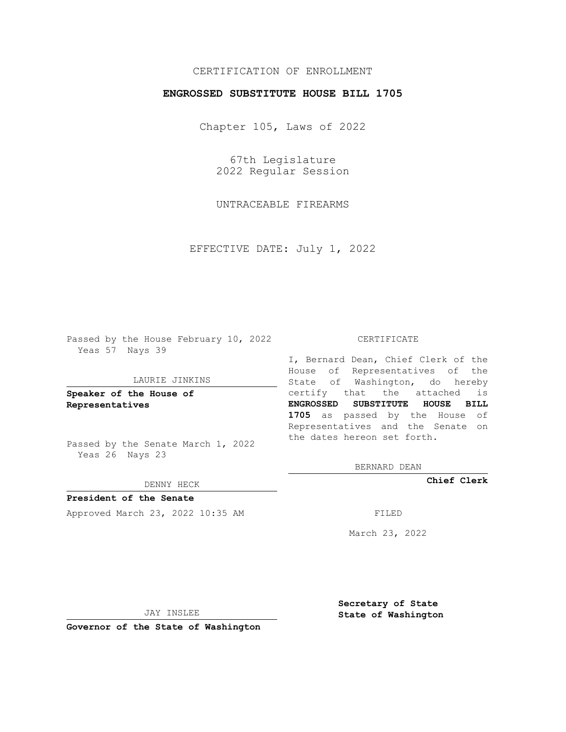CERTIFICATION OF ENROLLMENT

**ENGROSSED SUBSTITUTE HOUSE BILL 1705**

Chapter 105, Laws of 2022

67th Legislature
2022 Regular Session

UNTRACEABLE FIREARMS

EFFECTIVE DATE: July 1, 2022

Passed by the House February 10, 2022
Yeas 57 Nays 39

LAURIE JINKINS

**Speaker of the House of Representatives**

Passed by the Senate March 1, 2022
Yeas 26 Nays 23

DENNY HECK

**President of the Senate**

Approved March 23, 2022 10:35 AM

JAY INSLEE

**Governor of the State of Washington**

CERTIFICATE

I, Bernard Dean, Chief Clerk of the House of Representatives of the State of Washington, do hereby certify that the attached is **ENGROSSED SUBSTITUTE HOUSE BILL 1705** as passed by the House of Representatives and the Senate on the dates hereon set forth.

BERNARD DEAN

**Chief Clerk**

FILED

March 23, 2022

**Secretary of State**
**State of Washington**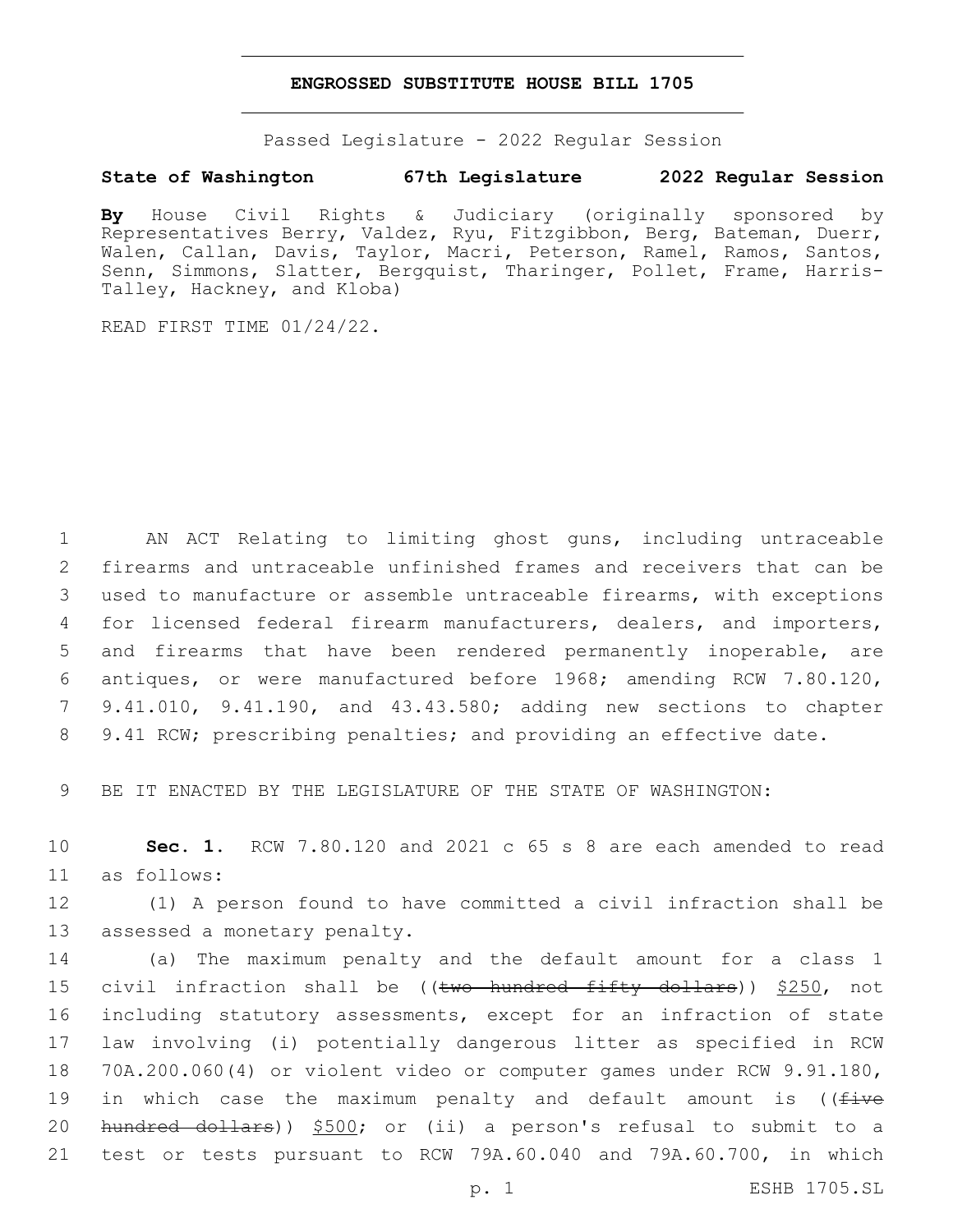**ENGROSSED SUBSTITUTE HOUSE BILL 1705**

Passed Legislature - 2022 Regular Session

**State of Washington 67th Legislature 2022 Regular Session**

**By** House Civil Rights & Judiciary (originally sponsored by Representatives Berry, Valdez, Ryu, Fitzgibbon, Berg, Bateman, Duerr, Walen, Callan, Davis, Taylor, Macri, Peterson, Ramel, Ramos, Santos, Senn, Simmons, Slatter, Bergquist, Tharinger, Pollet, Frame, Harris-Talley, Hackney, and Kloba)

READ FIRST TIME 01/24/22.

AN ACT Relating to limiting ghost guns, including untraceable firearms and untraceable unfinished frames and receivers that can be used to manufacture or assemble untraceable firearms, with exceptions for licensed federal firearm manufacturers, dealers, and importers, and firearms that have been rendered permanently inoperable, are antiques, or were manufactured before 1968; amending RCW 7.80.120, 9.41.010, 9.41.190, and 43.43.580; adding new sections to chapter 9.41 RCW; prescribing penalties; and providing an effective date.

BE IT ENACTED BY THE LEGISLATURE OF THE STATE OF WASHINGTON:

**Sec. 1.** RCW 7.80.120 and 2021 c 65 s 8 are each amended to read as follows:

(1) A person found to have committed a civil infraction shall be assessed a monetary penalty.

(a) The maximum penalty and the default amount for a class 1 civil infraction shall be ((~~two hundred fifty dollars~~)) $250, not including statutory assessments, except for an infraction of state law involving (i) potentially dangerous litter as specified in RCW 70A.200.060(4) or violent video or computer games under RCW 9.91.180, in which case the maximum penalty and default amount is ((~~five hundred dollars~~)) $500; or (ii) a person's refusal to submit to a test or tests pursuant to RCW 79A.60.040 and 79A.60.700, in which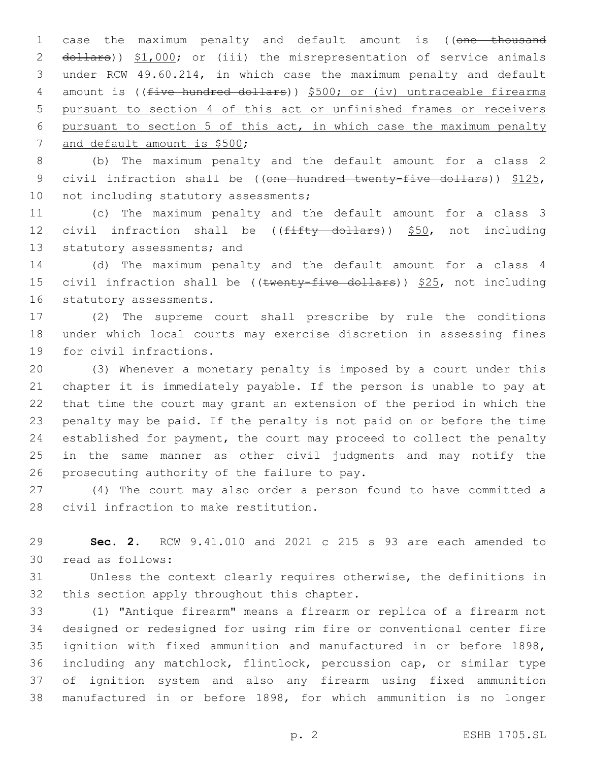case the maximum penalty and default amount is ((~~one thousand dollars~~)) <u>$1,000</u>; or (iii) the misrepresentation of service animals under RCW 49.60.214, in which case the maximum penalty and default amount is ((~~five hundred dollars~~)) <u>$500; or (iv) untraceable firearms pursuant to section 4 of this act or unfinished frames or receivers pursuant to section 5 of this act, in which case the maximum penalty and default amount is $500</u>;

(b) The maximum penalty and the default amount for a class 2 civil infraction shall be ((~~one hundred twenty-five dollars~~)) <u>$125</u>, not including statutory assessments;

(c) The maximum penalty and the default amount for a class 3 civil infraction shall be ((~~fifty dollars~~)) <u>$50</u>, not including statutory assessments; and

(d) The maximum penalty and the default amount for a class 4 civil infraction shall be ((~~twenty-five dollars~~)) <u>$25</u>, not including statutory assessments.

(2) The supreme court shall prescribe by rule the conditions under which local courts may exercise discretion in assessing fines for civil infractions.

(3) Whenever a monetary penalty is imposed by a court under this chapter it is immediately payable. If the person is unable to pay at that time the court may grant an extension of the period in which the penalty may be paid. If the penalty is not paid on or before the time established for payment, the court may proceed to collect the penalty in the same manner as other civil judgments and may notify the prosecuting authority of the failure to pay.

(4) The court may also order a person found to have committed a civil infraction to make restitution.

**Sec. 2.** RCW 9.41.010 and 2021 c 215 s 93 are each amended to read as follows:

Unless the context clearly requires otherwise, the definitions in this section apply throughout this chapter.

(1) "Antique firearm" means a firearm or replica of a firearm not designed or redesigned for using rim fire or conventional center fire ignition with fixed ammunition and manufactured in or before 1898, including any matchlock, flintlock, percussion cap, or similar type of ignition system and also any firearm using fixed ammunition manufactured in or before 1898, for which ammunition is no longer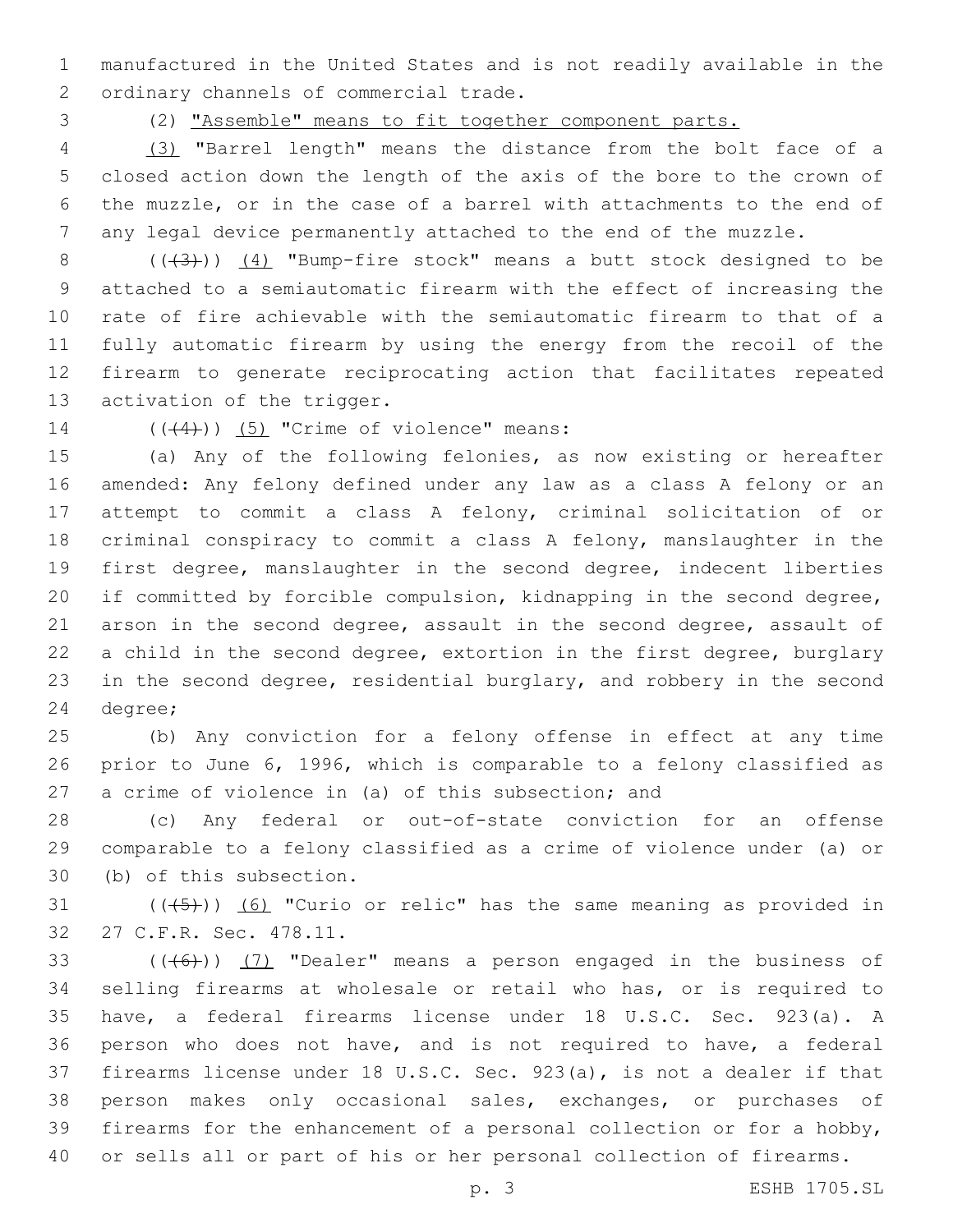manufactured in the United States and is not readily available in the ordinary channels of commercial trade.

(2) "Assemble" means to fit together component parts.

(3) "Barrel length" means the distance from the bolt face of a closed action down the length of the axis of the bore to the crown of the muzzle, or in the case of a barrel with attachments to the end of any legal device permanently attached to the end of the muzzle.

(((3))) (4) "Bump-fire stock" means a butt stock designed to be attached to a semiautomatic firearm with the effect of increasing the rate of fire achievable with the semiautomatic firearm to that of a fully automatic firearm by using the energy from the recoil of the firearm to generate reciprocating action that facilitates repeated activation of the trigger.

(((4))) (5) "Crime of violence" means:

(a) Any of the following felonies, as now existing or hereafter amended: Any felony defined under any law as a class A felony or an attempt to commit a class A felony, criminal solicitation of or criminal conspiracy to commit a class A felony, manslaughter in the first degree, manslaughter in the second degree, indecent liberties if committed by forcible compulsion, kidnapping in the second degree, arson in the second degree, assault in the second degree, assault of a child in the second degree, extortion in the first degree, burglary in the second degree, residential burglary, and robbery in the second degree;

(b) Any conviction for a felony offense in effect at any time prior to June 6, 1996, which is comparable to a felony classified as a crime of violence in (a) of this subsection; and

(c) Any federal or out-of-state conviction for an offense comparable to a felony classified as a crime of violence under (a) or (b) of this subsection.

(((5))) (6) "Curio or relic" has the same meaning as provided in 27 C.F.R. Sec. 478.11.

(((6))) (7) "Dealer" means a person engaged in the business of selling firearms at wholesale or retail who has, or is required to have, a federal firearms license under 18 U.S.C. Sec. 923(a). A person who does not have, and is not required to have, a federal firearms license under 18 U.S.C. Sec. 923(a), is not a dealer if that person makes only occasional sales, exchanges, or purchases of firearms for the enhancement of a personal collection or for a hobby, or sells all or part of his or her personal collection of firearms.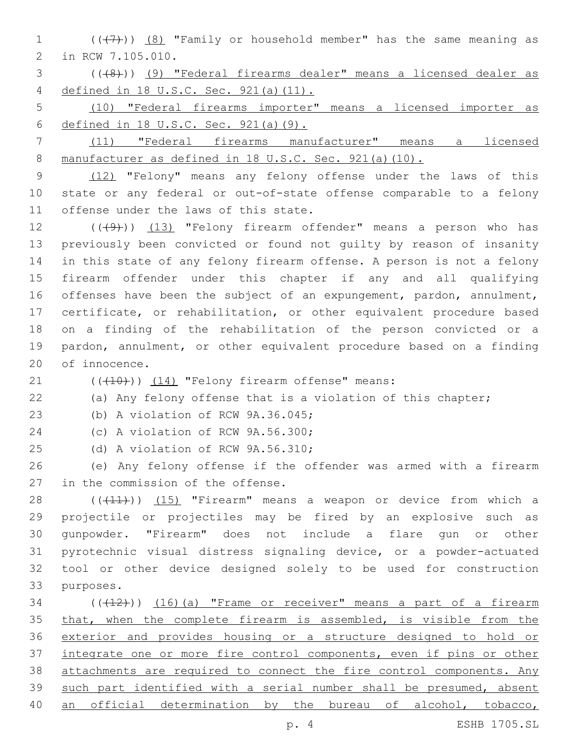((~~(7)~~)) (8) "Family or household member" has the same meaning as in RCW 7.105.010.

((~~(8)~~)) (9) "Federal firearms dealer" means a licensed dealer as defined in 18 U.S.C. Sec. 921(a)(11).

(10) "Federal firearms importer" means a licensed importer as defined in 18 U.S.C. Sec. 921(a)(9).

(11) "Federal firearms manufacturer" means a licensed manufacturer as defined in 18 U.S.C. Sec. 921(a)(10).

(12) "Felony" means any felony offense under the laws of this state or any federal or out-of-state offense comparable to a felony offense under the laws of this state.

((~~(9)~~)) (13) "Felony firearm offender" means a person who has previously been convicted or found not guilty by reason of insanity in this state of any felony firearm offense. A person is not a felony firearm offender under this chapter if any and all qualifying offenses have been the subject of an expungement, pardon, annulment, certificate, or rehabilitation, or other equivalent procedure based on a finding of the rehabilitation of the person convicted or a pardon, annulment, or other equivalent procedure based on a finding of innocence.

((~~(10)~~)) (14) "Felony firearm offense" means:

(a) Any felony offense that is a violation of this chapter;

(b) A violation of RCW 9A.36.045;

(c) A violation of RCW 9A.56.300;

(d) A violation of RCW 9A.56.310;

(e) Any felony offense if the offender was armed with a firearm in the commission of the offense.

((~~(11)~~)) (15) "Firearm" means a weapon or device from which a projectile or projectiles may be fired by an explosive such as gunpowder. "Firearm" does not include a flare gun or other pyrotechnic visual distress signaling device, or a powder-actuated tool or other device designed solely to be used for construction purposes.

((~~(12)~~)) (16)(a) "Frame or receiver" means a part of a firearm that, when the complete firearm is assembled, is visible from the exterior and provides housing or a structure designed to hold or integrate one or more fire control components, even if pins or other attachments are required to connect the fire control components. Any such part identified with a serial number shall be presumed, absent an official determination by the bureau of alcohol, tobacco,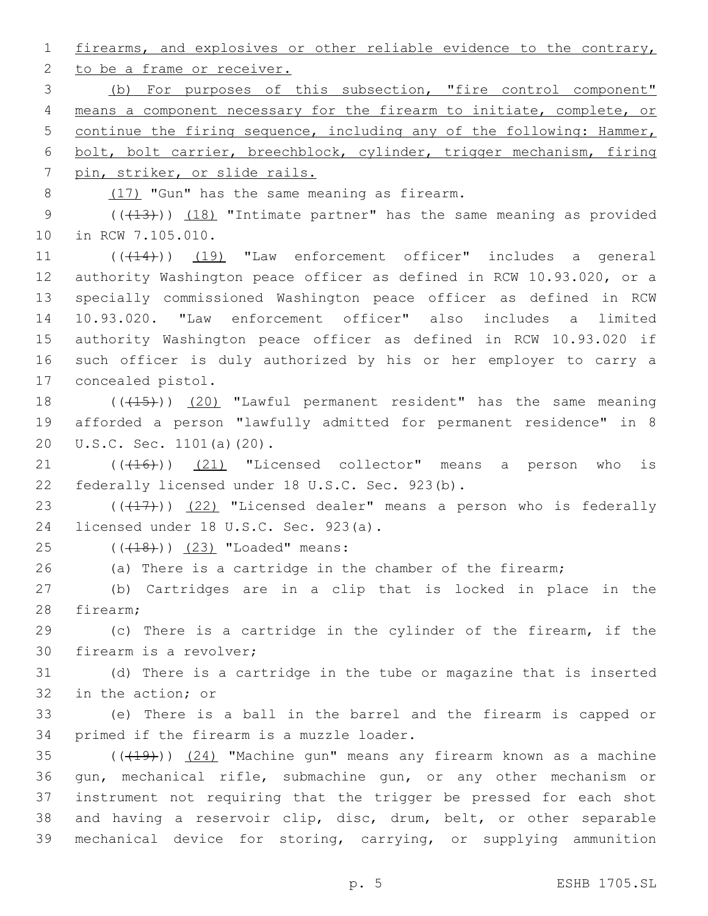firearms, and explosives or other reliable evidence to the contrary, to be a frame or receiver.

(b) For purposes of this subsection, "fire control component" means a component necessary for the firearm to initiate, complete, or continue the firing sequence, including any of the following: Hammer, bolt, bolt carrier, breechblock, cylinder, trigger mechanism, firing pin, striker, or slide rails.

(17) "Gun" has the same meaning as firearm.

(((13))) (18) "Intimate partner" has the same meaning as provided in RCW 7.105.010.

(((14))) (19) "Law enforcement officer" includes a general authority Washington peace officer as defined in RCW 10.93.020, or a specially commissioned Washington peace officer as defined in RCW 10.93.020. "Law enforcement officer" also includes a limited authority Washington peace officer as defined in RCW 10.93.020 if such officer is duly authorized by his or her employer to carry a concealed pistol.

(((15))) (20) "Lawful permanent resident" has the same meaning afforded a person "lawfully admitted for permanent residence" in 8 U.S.C. Sec. 1101(a)(20).

(((16))) (21) "Licensed collector" means a person who is federally licensed under 18 U.S.C. Sec. 923(b).

(((17))) (22) "Licensed dealer" means a person who is federally licensed under 18 U.S.C. Sec. 923(a).

(((18))) (23) "Loaded" means:

(a) There is a cartridge in the chamber of the firearm;

(b) Cartridges are in a clip that is locked in place in the firearm;

(c) There is a cartridge in the cylinder of the firearm, if the firearm is a revolver;

(d) There is a cartridge in the tube or magazine that is inserted in the action; or

(e) There is a ball in the barrel and the firearm is capped or primed if the firearm is a muzzle loader.

(((19))) (24) "Machine gun" means any firearm known as a machine gun, mechanical rifle, submachine gun, or any other mechanism or instrument not requiring that the trigger be pressed for each shot and having a reservoir clip, disc, drum, belt, or other separable mechanical device for storing, carrying, or supplying ammunition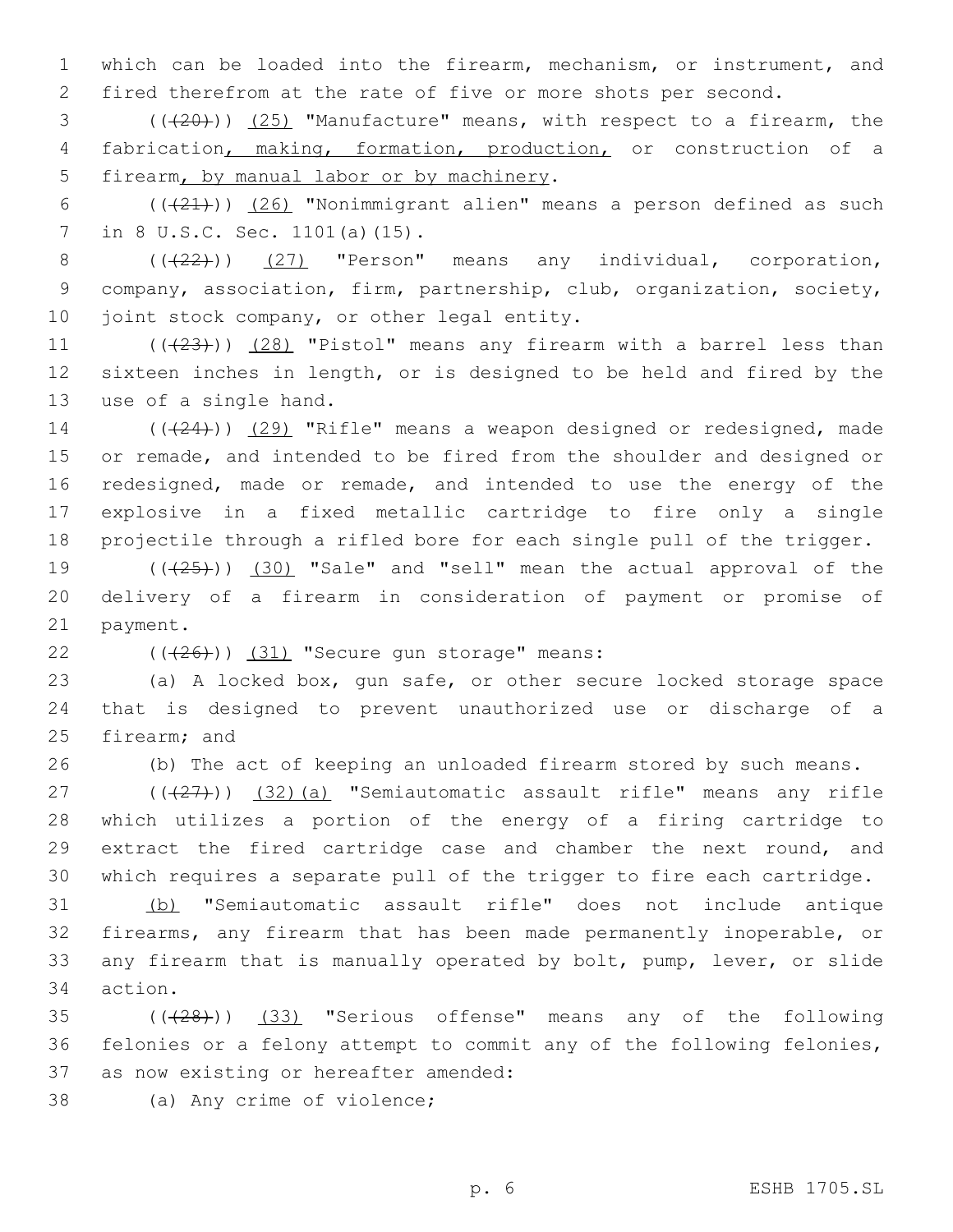which can be loaded into the firearm, mechanism, or instrument, and fired therefrom at the rate of five or more shots per second.

(((20))) (25) "Manufacture" means, with respect to a firearm, the fabrication, making, formation, production, or construction of a firearm, by manual labor or by machinery.

(((21))) (26) "Nonimmigrant alien" means a person defined as such in 8 U.S.C. Sec. 1101(a)(15).

(((22))) (27) "Person" means any individual, corporation, company, association, firm, partnership, club, organization, society, joint stock company, or other legal entity.

(((23))) (28) "Pistol" means any firearm with a barrel less than sixteen inches in length, or is designed to be held and fired by the use of a single hand.

(((24))) (29) "Rifle" means a weapon designed or redesigned, made or remade, and intended to be fired from the shoulder and designed or redesigned, made or remade, and intended to use the energy of the explosive in a fixed metallic cartridge to fire only a single projectile through a rifled bore for each single pull of the trigger.

(((25))) (30) "Sale" and "sell" mean the actual approval of the delivery of a firearm in consideration of payment or promise of payment.

(((26))) (31) "Secure gun storage" means:

(a) A locked box, gun safe, or other secure locked storage space that is designed to prevent unauthorized use or discharge of a firearm; and

(b) The act of keeping an unloaded firearm stored by such means.

(((27))) (32)(a) "Semiautomatic assault rifle" means any rifle which utilizes a portion of the energy of a firing cartridge to extract the fired cartridge case and chamber the next round, and which requires a separate pull of the trigger to fire each cartridge.

(b) "Semiautomatic assault rifle" does not include antique firearms, any firearm that has been made permanently inoperable, or any firearm that is manually operated by bolt, pump, lever, or slide action.

(((28))) (33) "Serious offense" means any of the following felonies or a felony attempt to commit any of the following felonies, as now existing or hereafter amended:

(a) Any crime of violence;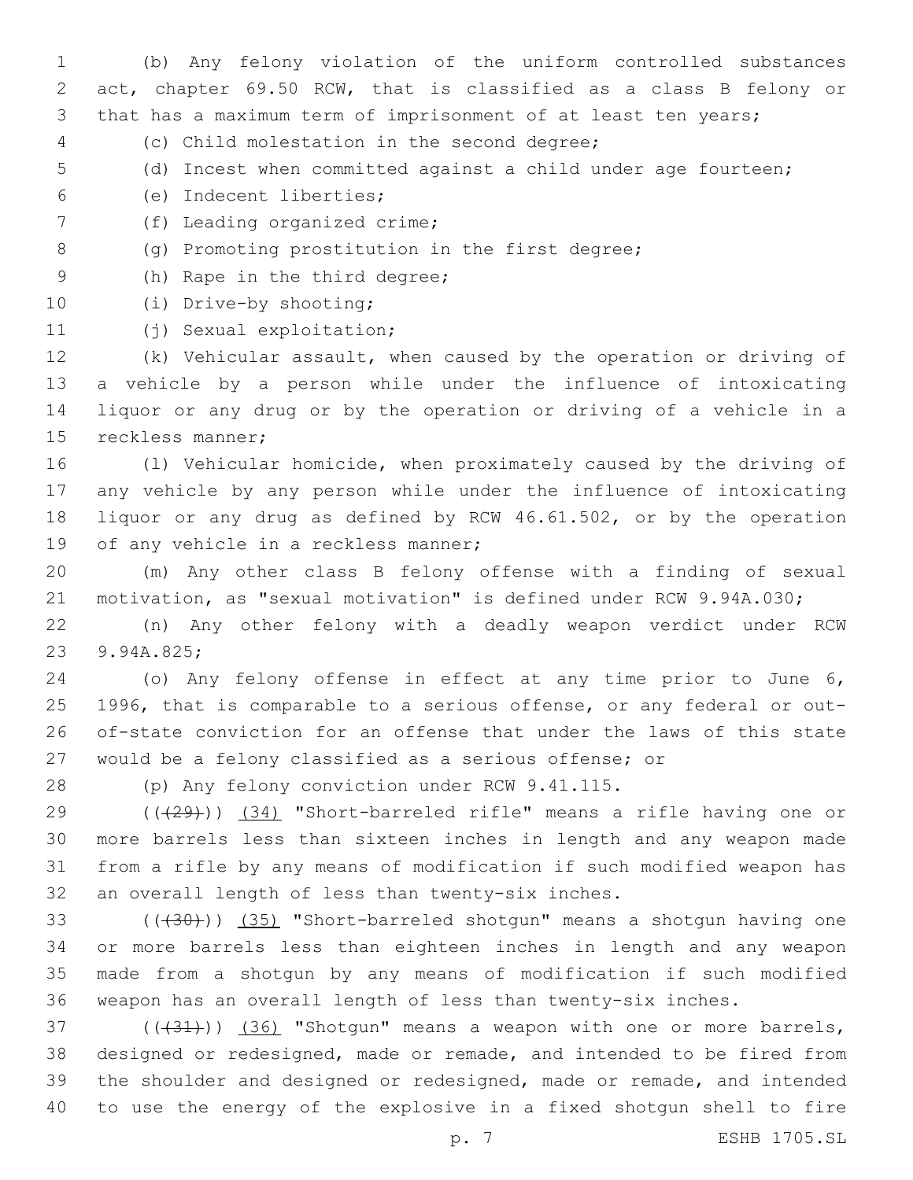(b) Any felony violation of the uniform controlled substances act, chapter 69.50 RCW, that is classified as a class B felony or that has a maximum term of imprisonment of at least ten years;

(c) Child molestation in the second degree;

(d) Incest when committed against a child under age fourteen;

(e) Indecent liberties;

(f) Leading organized crime;

(g) Promoting prostitution in the first degree;

(h) Rape in the third degree;

(i) Drive-by shooting;

(j) Sexual exploitation;

(k) Vehicular assault, when caused by the operation or driving of a vehicle by a person while under the influence of intoxicating liquor or any drug or by the operation or driving of a vehicle in a reckless manner;

(l) Vehicular homicide, when proximately caused by the driving of any vehicle by any person while under the influence of intoxicating liquor or any drug as defined by RCW 46.61.502, or by the operation of any vehicle in a reckless manner;

(m) Any other class B felony offense with a finding of sexual motivation, as "sexual motivation" is defined under RCW 9.94A.030;

(n) Any other felony with a deadly weapon verdict under RCW 9.94A.825;

(o) Any felony offense in effect at any time prior to June 6, 1996, that is comparable to a serious offense, or any federal or out-of-state conviction for an offense that under the laws of this state would be a felony classified as a serious offense; or

(p) Any felony conviction under RCW 9.41.115.

(~~((29))~~) (34) "Short-barreled rifle" means a rifle having one or more barrels less than sixteen inches in length and any weapon made from a rifle by any means of modification if such modified weapon has an overall length of less than twenty-six inches.

(~~((30))~~) (35) "Short-barreled shotgun" means a shotgun having one or more barrels less than eighteen inches in length and any weapon made from a shotgun by any means of modification if such modified weapon has an overall length of less than twenty-six inches.

(~~((31))~~) (36) "Shotgun" means a weapon with one or more barrels, designed or redesigned, made or remade, and intended to be fired from the shoulder and designed or redesigned, made or remade, and intended to use the energy of the explosive in a fixed shotgun shell to fire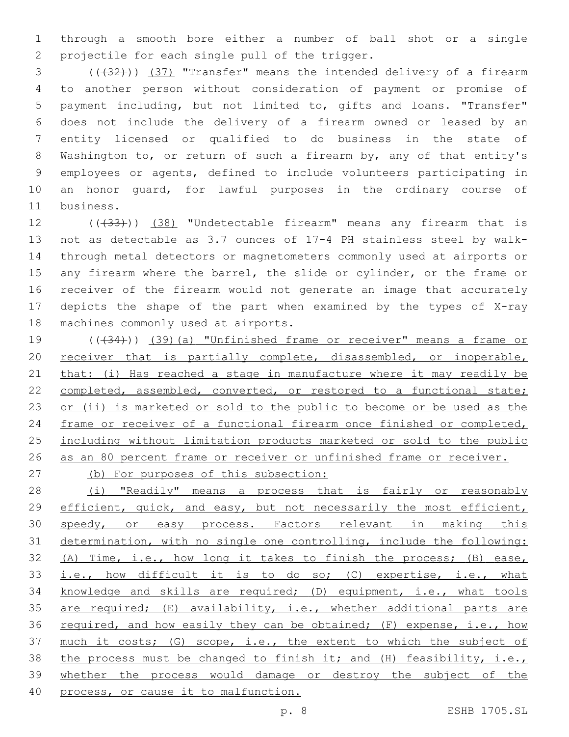through a smooth bore either a number of ball shot or a single projectile for each single pull of the trigger.

~~((32))~~ (37) "Transfer" means the intended delivery of a firearm to another person without consideration of payment or promise of payment including, but not limited to, gifts and loans. "Transfer" does not include the delivery of a firearm owned or leased by an entity licensed or qualified to do business in the state of Washington to, or return of such a firearm by, any of that entity's employees or agents, defined to include volunteers participating in an honor guard, for lawful purposes in the ordinary course of business.

~~((33))~~ (38) "Undetectable firearm" means any firearm that is not as detectable as 3.7 ounces of 17-4 PH stainless steel by walk-through metal detectors or magnetometers commonly used at airports or any firearm where the barrel, the slide or cylinder, or the frame or receiver of the firearm would not generate an image that accurately depicts the shape of the part when examined by the types of X-ray machines commonly used at airports.

~~((34))~~ (39)(a) "Unfinished frame or receiver" means a frame or receiver that is partially complete, disassembled, or inoperable, that: (i) Has reached a stage in manufacture where it may readily be completed, assembled, converted, or restored to a functional state; or (ii) is marketed or sold to the public to become or be used as the frame or receiver of a functional firearm once finished or completed, including without limitation products marketed or sold to the public as an 80 percent frame or receiver or unfinished frame or receiver.

(b) For purposes of this subsection:

(i) "Readily" means a process that is fairly or reasonably efficient, quick, and easy, but not necessarily the most efficient, speedy, or easy process. Factors relevant in making this determination, with no single one controlling, include the following: (A) Time, i.e., how long it takes to finish the process; (B) ease, i.e., how difficult it is to do so; (C) expertise, i.e., what knowledge and skills are required; (D) equipment, i.e., what tools are required; (E) availability, i.e., whether additional parts are required, and how easily they can be obtained; (F) expense, i.e., how much it costs; (G) scope, i.e., the extent to which the subject of the process must be changed to finish it; and (H) feasibility, i.e., whether the process would damage or destroy the subject of the process, or cause it to malfunction.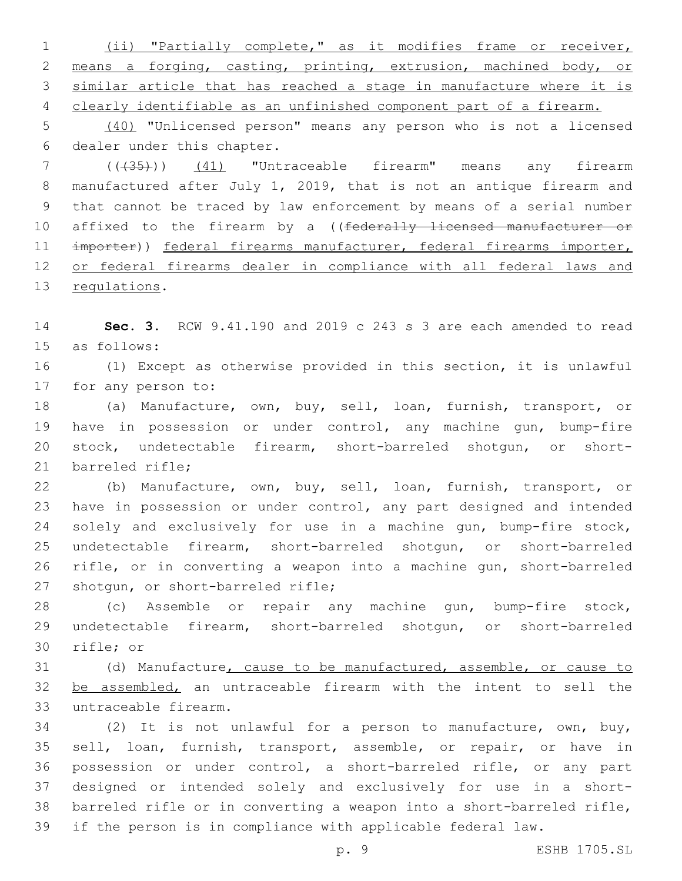(ii) "Partially complete," as it modifies frame or receiver, means a forging, casting, printing, extrusion, machined body, or similar article that has reached a stage in manufacture where it is clearly identifiable as an unfinished component part of a firearm.

(40) "Unlicensed person" means any person who is not a licensed dealer under this chapter.

(((35))) (41) "Untraceable firearm" means any firearm manufactured after July 1, 2019, that is not an antique firearm and that cannot be traced by law enforcement by means of a serial number affixed to the firearm by a ((federally licensed manufacturer or importer)) federal firearms manufacturer, federal firearms importer, or federal firearms dealer in compliance with all federal laws and regulations.

**Sec. 3.** RCW 9.41.190 and 2019 c 243 s 3 are each amended to read as follows:

(1) Except as otherwise provided in this section, it is unlawful for any person to:

(a) Manufacture, own, buy, sell, loan, furnish, transport, or have in possession or under control, any machine gun, bump-fire stock, undetectable firearm, short-barreled shotgun, or short-barreled rifle;

(b) Manufacture, own, buy, sell, loan, furnish, transport, or have in possession or under control, any part designed and intended solely and exclusively for use in a machine gun, bump-fire stock, undetectable firearm, short-barreled shotgun, or short-barreled rifle, or in converting a weapon into a machine gun, short-barreled shotgun, or short-barreled rifle;

(c) Assemble or repair any machine gun, bump-fire stock, undetectable firearm, short-barreled shotgun, or short-barreled rifle; or

(d) Manufacture, cause to be manufactured, assemble, or cause to be assembled, an untraceable firearm with the intent to sell the untraceable firearm.

(2) It is not unlawful for a person to manufacture, own, buy, sell, loan, furnish, transport, assemble, or repair, or have in possession or under control, a short-barreled rifle, or any part designed or intended solely and exclusively for use in a short-barreled rifle or in converting a weapon into a short-barreled rifle, if the person is in compliance with applicable federal law.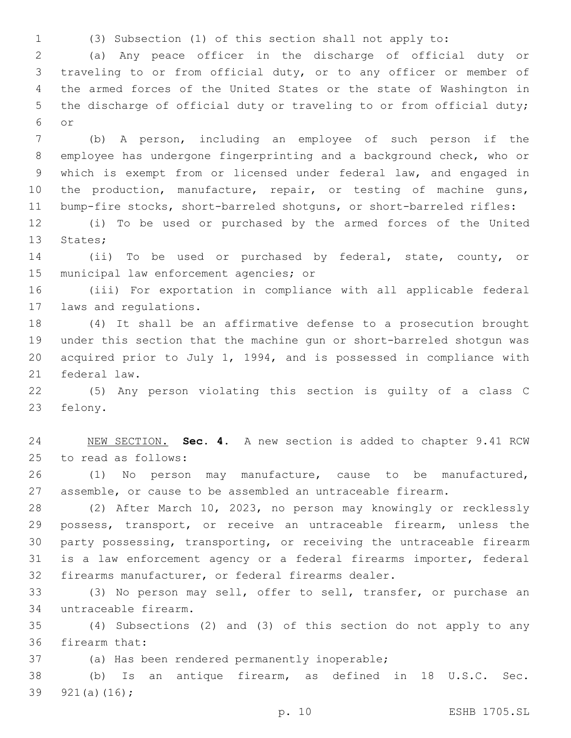(3) Subsection (1) of this section shall not apply to:

(a) Any peace officer in the discharge of official duty or traveling to or from official duty, or to any officer or member of the armed forces of the United States or the state of Washington in the discharge of official duty or traveling to or from official duty; or

(b) A person, including an employee of such person if the employee has undergone fingerprinting and a background check, who or which is exempt from or licensed under federal law, and engaged in the production, manufacture, repair, or testing of machine guns, bump-fire stocks, short-barreled shotguns, or short-barreled rifles:

(i) To be used or purchased by the armed forces of the United States;

(ii) To be used or purchased by federal, state, county, or municipal law enforcement agencies; or

(iii) For exportation in compliance with all applicable federal laws and regulations.

(4) It shall be an affirmative defense to a prosecution brought under this section that the machine gun or short-barreled shotgun was acquired prior to July 1, 1994, and is possessed in compliance with federal law.

(5) Any person violating this section is guilty of a class C felony.

NEW SECTION. **Sec. 4.** A new section is added to chapter 9.41 RCW to read as follows:

(1) No person may manufacture, cause to be manufactured, assemble, or cause to be assembled an untraceable firearm.

(2) After March 10, 2023, no person may knowingly or recklessly possess, transport, or receive an untraceable firearm, unless the party possessing, transporting, or receiving the untraceable firearm is a law enforcement agency or a federal firearms importer, federal firearms manufacturer, or federal firearms dealer.

(3) No person may sell, offer to sell, transfer, or purchase an untraceable firearm.

(4) Subsections (2) and (3) of this section do not apply to any firearm that:

(a) Has been rendered permanently inoperable;

(b) Is an antique firearm, as defined in 18 U.S.C. Sec. 921(a)(16);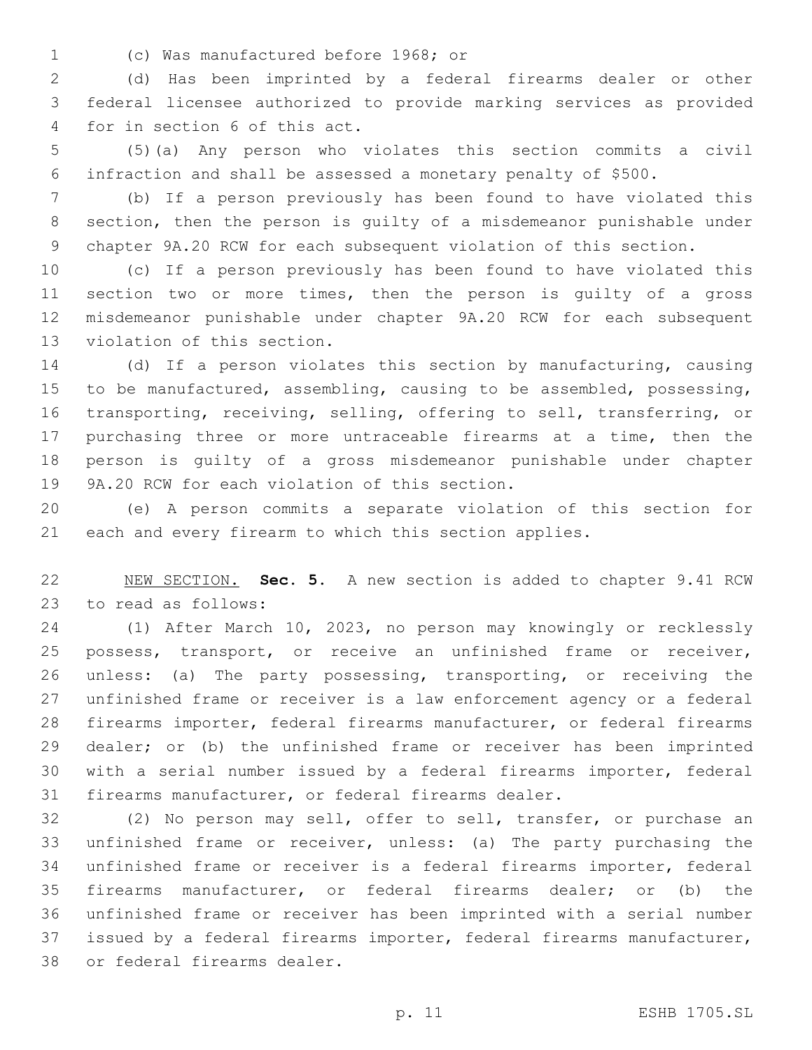(c) Was manufactured before 1968; or

(d) Has been imprinted by a federal firearms dealer or other federal licensee authorized to provide marking services as provided for in section 6 of this act.

(5)(a) Any person who violates this section commits a civil infraction and shall be assessed a monetary penalty of $500.

(b) If a person previously has been found to have violated this section, then the person is guilty of a misdemeanor punishable under chapter 9A.20 RCW for each subsequent violation of this section.

(c) If a person previously has been found to have violated this section two or more times, then the person is guilty of a gross misdemeanor punishable under chapter 9A.20 RCW for each subsequent violation of this section.

(d) If a person violates this section by manufacturing, causing to be manufactured, assembling, causing to be assembled, possessing, transporting, receiving, selling, offering to sell, transferring, or purchasing three or more untraceable firearms at a time, then the person is guilty of a gross misdemeanor punishable under chapter 9A.20 RCW for each violation of this section.

(e) A person commits a separate violation of this section for each and every firearm to which this section applies.

NEW SECTION. **Sec. 5.** A new section is added to chapter 9.41 RCW to read as follows:

(1) After March 10, 2023, no person may knowingly or recklessly possess, transport, or receive an unfinished frame or receiver, unless: (a) The party possessing, transporting, or receiving the unfinished frame or receiver is a law enforcement agency or a federal firearms importer, federal firearms manufacturer, or federal firearms dealer; or (b) the unfinished frame or receiver has been imprinted with a serial number issued by a federal firearms importer, federal firearms manufacturer, or federal firearms dealer.

(2) No person may sell, offer to sell, transfer, or purchase an unfinished frame or receiver, unless: (a) The party purchasing the unfinished frame or receiver is a federal firearms importer, federal firearms manufacturer, or federal firearms dealer; or (b) the unfinished frame or receiver has been imprinted with a serial number issued by a federal firearms importer, federal firearms manufacturer, or federal firearms dealer.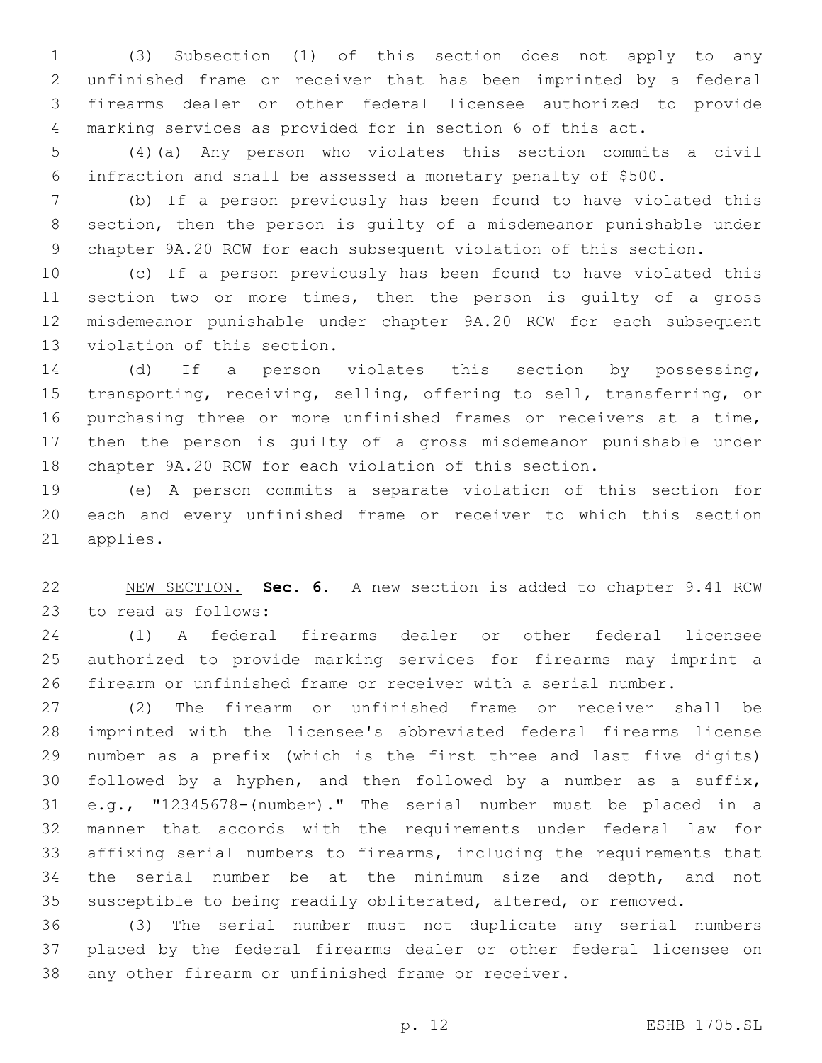(3) Subsection (1) of this section does not apply to any unfinished frame or receiver that has been imprinted by a federal firearms dealer or other federal licensee authorized to provide marking services as provided for in section 6 of this act.

(4)(a) Any person who violates this section commits a civil infraction and shall be assessed a monetary penalty of $500.

(b) If a person previously has been found to have violated this section, then the person is guilty of a misdemeanor punishable under chapter 9A.20 RCW for each subsequent violation of this section.

(c) If a person previously has been found to have violated this section two or more times, then the person is guilty of a gross misdemeanor punishable under chapter 9A.20 RCW for each subsequent violation of this section.

(d) If a person violates this section by possessing, transporting, receiving, selling, offering to sell, transferring, or purchasing three or more unfinished frames or receivers at a time, then the person is guilty of a gross misdemeanor punishable under chapter 9A.20 RCW for each violation of this section.

(e) A person commits a separate violation of this section for each and every unfinished frame or receiver to which this section applies.

NEW SECTION. **Sec. 6.** A new section is added to chapter 9.41 RCW to read as follows:

(1) A federal firearms dealer or other federal licensee authorized to provide marking services for firearms may imprint a firearm or unfinished frame or receiver with a serial number.

(2) The firearm or unfinished frame or receiver shall be imprinted with the licensee's abbreviated federal firearms license number as a prefix (which is the first three and last five digits) followed by a hyphen, and then followed by a number as a suffix, e.g., "12345678-(number)." The serial number must be placed in a manner that accords with the requirements under federal law for affixing serial numbers to firearms, including the requirements that the serial number be at the minimum size and depth, and not susceptible to being readily obliterated, altered, or removed.

(3) The serial number must not duplicate any serial numbers placed by the federal firearms dealer or other federal licensee on any other firearm or unfinished frame or receiver.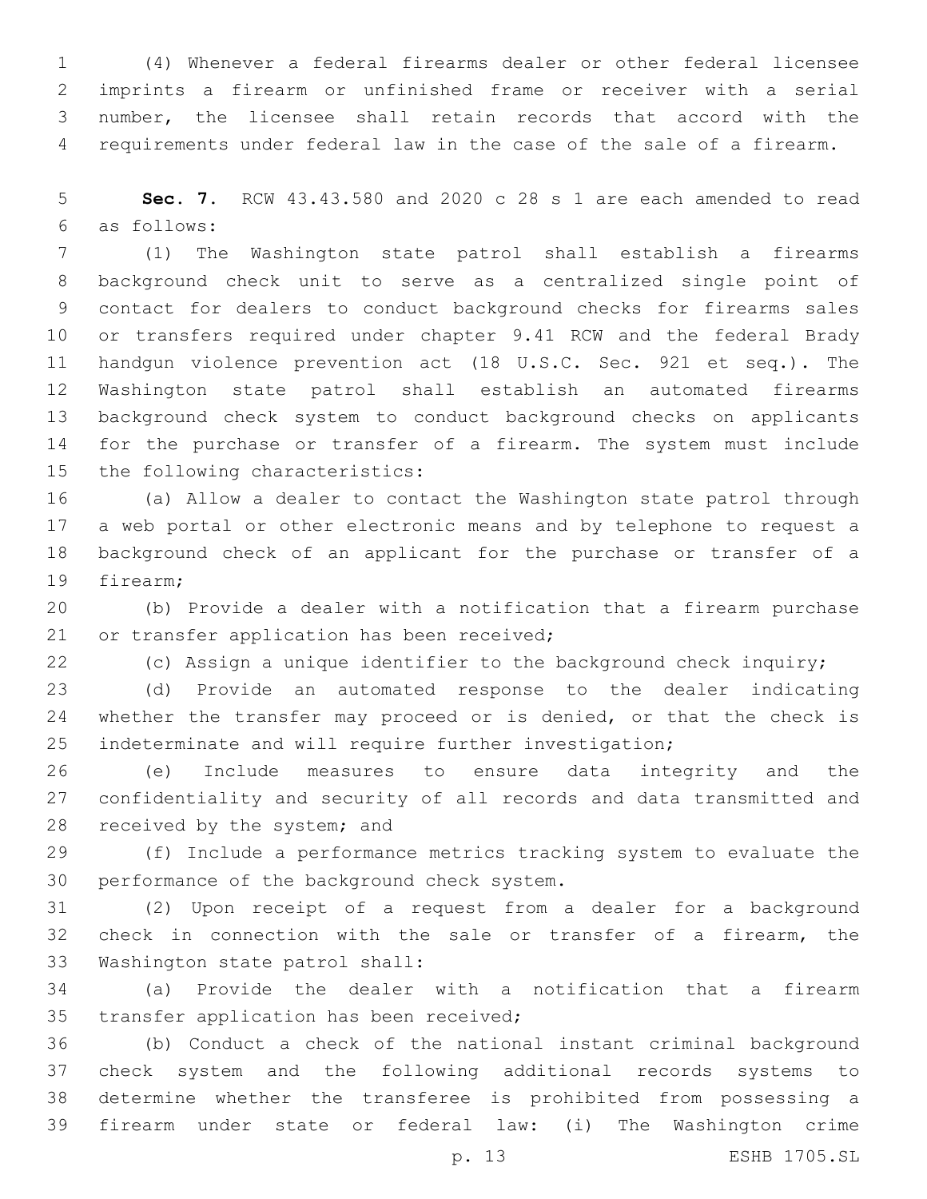(4) Whenever a federal firearms dealer or other federal licensee imprints a firearm or unfinished frame or receiver with a serial number, the licensee shall retain records that accord with the requirements under federal law in the case of the sale of a firearm.

**Sec. 7.** RCW 43.43.580 and 2020 c 28 s 1 are each amended to read as follows:

(1) The Washington state patrol shall establish a firearms background check unit to serve as a centralized single point of contact for dealers to conduct background checks for firearms sales or transfers required under chapter 9.41 RCW and the federal Brady handgun violence prevention act (18 U.S.C. Sec. 921 et seq.). The Washington state patrol shall establish an automated firearms background check system to conduct background checks on applicants for the purchase or transfer of a firearm. The system must include the following characteristics:

(a) Allow a dealer to contact the Washington state patrol through a web portal or other electronic means and by telephone to request a background check of an applicant for the purchase or transfer of a firearm;

(b) Provide a dealer with a notification that a firearm purchase or transfer application has been received;

(c) Assign a unique identifier to the background check inquiry;

(d) Provide an automated response to the dealer indicating whether the transfer may proceed or is denied, or that the check is indeterminate and will require further investigation;

(e) Include measures to ensure data integrity and the confidentiality and security of all records and data transmitted and received by the system; and

(f) Include a performance metrics tracking system to evaluate the performance of the background check system.

(2) Upon receipt of a request from a dealer for a background check in connection with the sale or transfer of a firearm, the Washington state patrol shall:

(a) Provide the dealer with a notification that a firearm transfer application has been received;

(b) Conduct a check of the national instant criminal background check system and the following additional records systems to determine whether the transferee is prohibited from possessing a firearm under state or federal law: (i) The Washington crime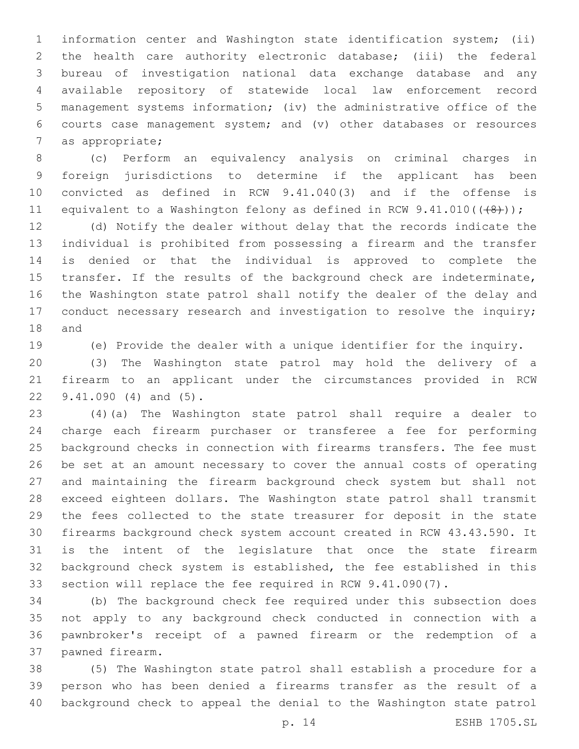information center and Washington state identification system; (ii) the health care authority electronic database; (iii) the federal bureau of investigation national data exchange database and any available repository of statewide local law enforcement record management systems information; (iv) the administrative office of the courts case management system; and (v) other databases or resources as appropriate;

(c) Perform an equivalency analysis on criminal charges in foreign jurisdictions to determine if the applicant has been convicted as defined in RCW 9.41.040(3) and if the offense is equivalent to a Washington felony as defined in RCW 9.41.010(((8)));

(d) Notify the dealer without delay that the records indicate the individual is prohibited from possessing a firearm and the transfer is denied or that the individual is approved to complete the transfer. If the results of the background check are indeterminate, the Washington state patrol shall notify the dealer of the delay and conduct necessary research and investigation to resolve the inquiry; and

(e) Provide the dealer with a unique identifier for the inquiry.

(3) The Washington state patrol may hold the delivery of a firearm to an applicant under the circumstances provided in RCW 9.41.090 (4) and (5).

(4)(a) The Washington state patrol shall require a dealer to charge each firearm purchaser or transferee a fee for performing background checks in connection with firearms transfers. The fee must be set at an amount necessary to cover the annual costs of operating and maintaining the firearm background check system but shall not exceed eighteen dollars. The Washington state patrol shall transmit the fees collected to the state treasurer for deposit in the state firearms background check system account created in RCW 43.43.590. It is the intent of the legislature that once the state firearm background check system is established, the fee established in this section will replace the fee required in RCW 9.41.090(7).

(b) The background check fee required under this subsection does not apply to any background check conducted in connection with a pawnbroker's receipt of a pawned firearm or the redemption of a pawned firearm.

(5) The Washington state patrol shall establish a procedure for a person who has been denied a firearms transfer as the result of a background check to appeal the denial to the Washington state patrol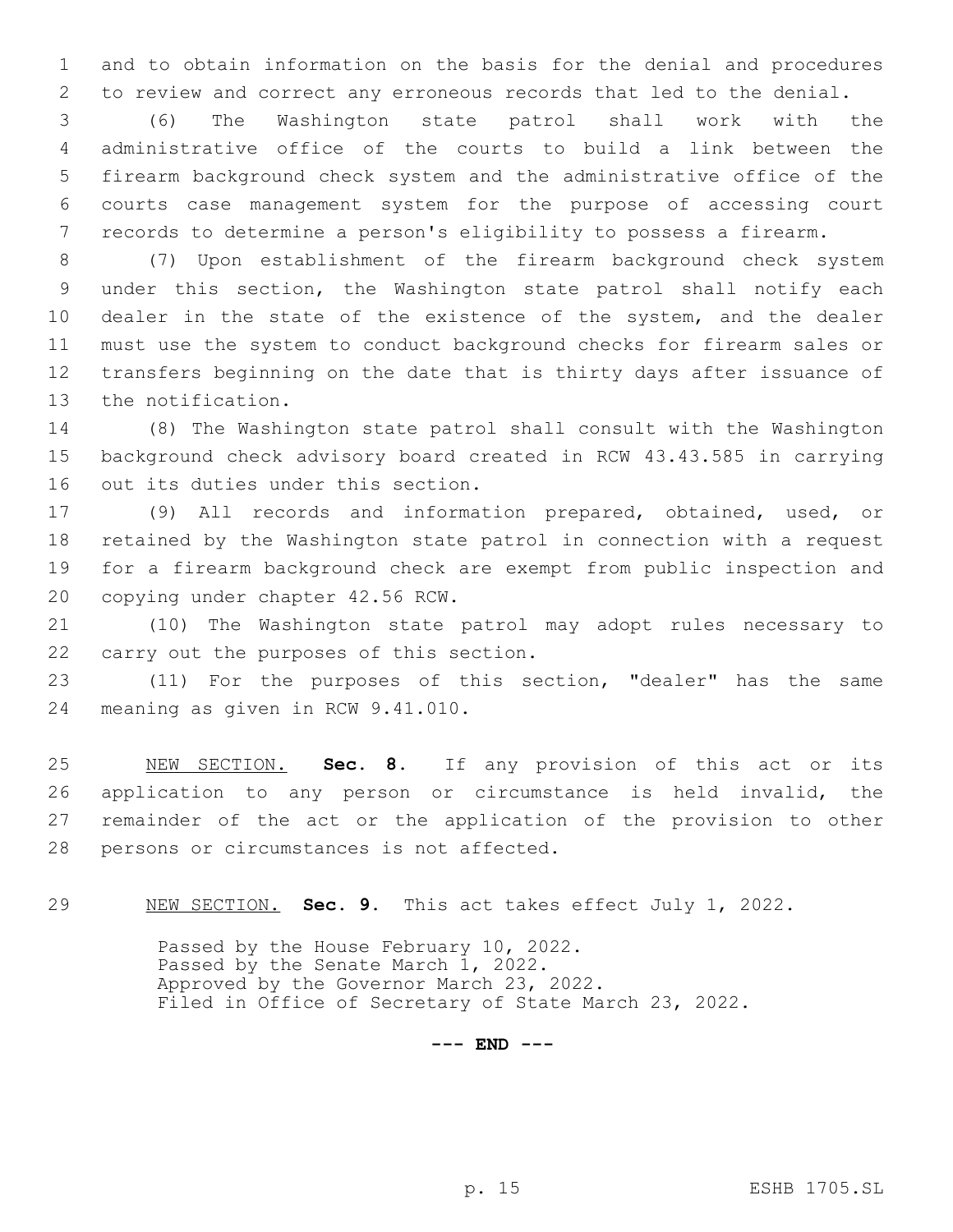and to obtain information on the basis for the denial and procedures to review and correct any erroneous records that led to the denial.

(6) The Washington state patrol shall work with the administrative office of the courts to build a link between the firearm background check system and the administrative office of the courts case management system for the purpose of accessing court records to determine a person's eligibility to possess a firearm.

(7) Upon establishment of the firearm background check system under this section, the Washington state patrol shall notify each dealer in the state of the existence of the system, and the dealer must use the system to conduct background checks for firearm sales or transfers beginning on the date that is thirty days after issuance of the notification.

(8) The Washington state patrol shall consult with the Washington background check advisory board created in RCW 43.43.585 in carrying out its duties under this section.

(9) All records and information prepared, obtained, used, or retained by the Washington state patrol in connection with a request for a firearm background check are exempt from public inspection and copying under chapter 42.56 RCW.

(10) The Washington state patrol may adopt rules necessary to carry out the purposes of this section.

(11) For the purposes of this section, "dealer" has the same meaning as given in RCW 9.41.010.

NEW SECTION. **Sec. 8.** If any provision of this act or its application to any person or circumstance is held invalid, the remainder of the act or the application of the provision to other persons or circumstances is not affected.

NEW SECTION. **Sec. 9.** This act takes effect July 1, 2022.

Passed by the House February 10, 2022.
Passed by the Senate March 1, 2022.
Approved by the Governor March 23, 2022.
Filed in Office of Secretary of State March 23, 2022.

**--- END ---**